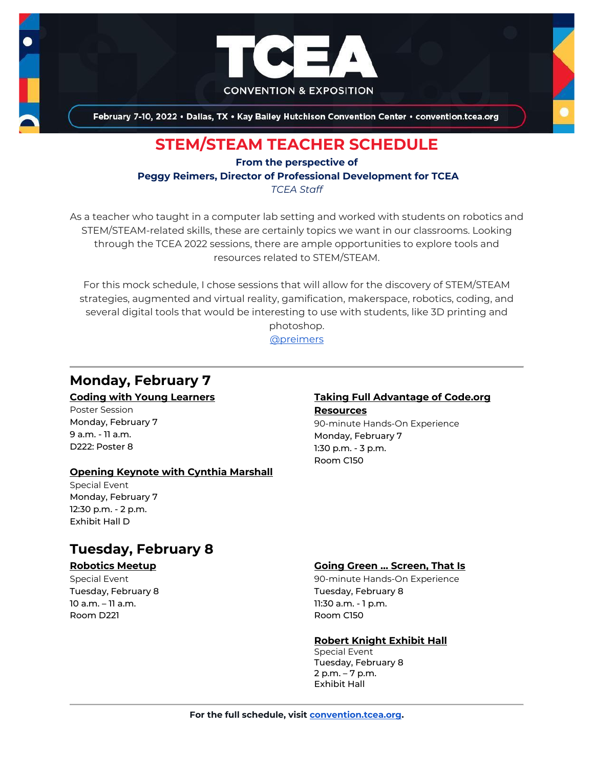TCEA

CONVENTION & EXPOSITION

February 7-10, 2022 • Dallas, TX • Kay Bailey Hutchison Convention Center • convention.tcea.org

# STEM/STEAM TEACHER SCHEDULE

**From the perspective of**
**Peggy Reimers, Director of Professional Development for TCEA**
*TCEA Staff*

As a teacher who taught in a computer lab setting and worked with students on robotics and STEM/STEAM-related skills, these are certainly topics we want in our classrooms. Looking through the TCEA 2022 sessions, there are ample opportunities to explore tools and resources related to STEM/STEAM.

For this mock schedule, I chose sessions that will allow for the discovery of STEM/STEAM strategies, augmented and virtual reality, gamification, makerspace, robotics, coding, and several digital tools that would be interesting to use with students, like 3D printing and photoshop.

@preimers

---

## Monday, February 7

**Coding with Young Learners**
Poster Session
Monday, February 7
9 a.m. - 11 a.m.
D222: Poster 8

**Opening Keynote with Cynthia Marshall**
Special Event
Monday, February 7
12:30 p.m. - 2 p.m.
Exhibit Hall D

**Taking Full Advantage of Code.org Resources**
90-minute Hands-On Experience
Monday, February 7
1:30 p.m. - 3 p.m.
Room C150

## Tuesday, February 8

**Robotics Meetup**
Special Event
Tuesday, February 8
10 a.m. – 11 a.m.
Room D221

**Going Green ... Screen, That Is**
90-minute Hands-On Experience
Tuesday, February 8
11:30 a.m. - 1 p.m.
Room C150

**Robert Knight Exhibit Hall**
Special Event
Tuesday, February 8
2 p.m. – 7 p.m.
Exhibit Hall

---

**For the full schedule, visit convention.tcea.org.**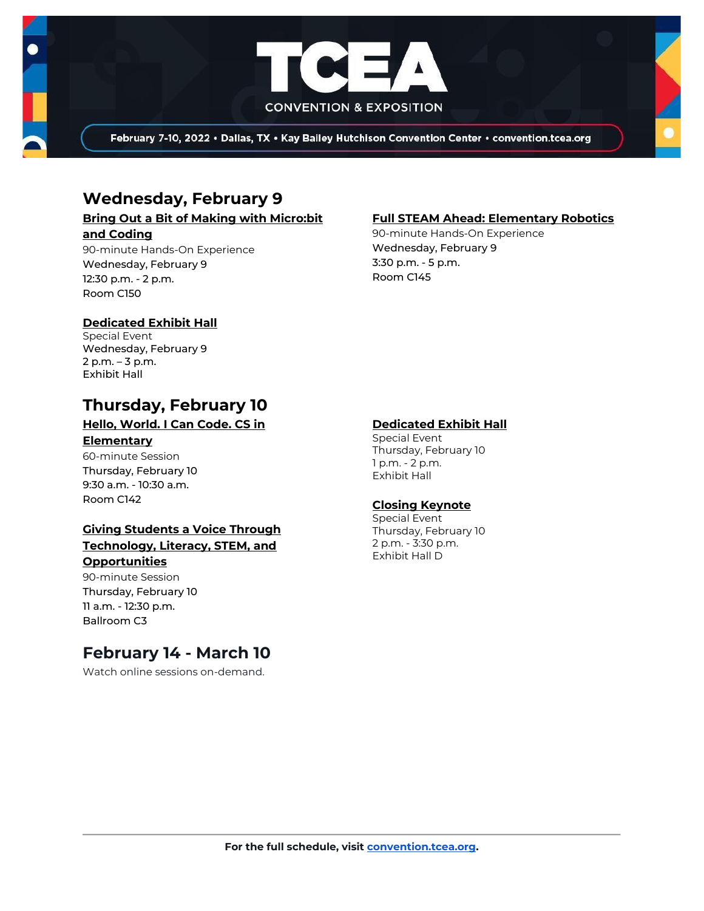# TCEA

CONVENTION & EXPOSITION

February 7-10, 2022 • Dallas, TX • Kay Bailey Hutchison Convention Center • convention.tcea.org

## Wednesday, February 9

**Bring Out a Bit of Making with Micro:bit and Coding**
90-minute Hands-On Experience
Wednesday, February 9
12:30 p.m. - 2 p.m.
Room C150

**Dedicated Exhibit Hall**
Special Event
Wednesday, February 9
2 p.m. – 3 p.m.
Exhibit Hall

**Full STEAM Ahead: Elementary Robotics**
90-minute Hands-On Experience
Wednesday, February 9
3:30 p.m. - 5 p.m.
Room C145

## Thursday, February 10

**Hello, World. I Can Code. CS in Elementary**
60-minute Session
Thursday, February 10
9:30 a.m. - 10:30 a.m.
Room C142

**Giving Students a Voice Through Technology, Literacy, STEM, and Opportunities**
90-minute Session
Thursday, February 10
11 a.m. - 12:30 p.m.
Ballroom C3

**Dedicated Exhibit Hall**
Special Event
Thursday, February 10
1 p.m. - 2 p.m.
Exhibit Hall

**Closing Keynote**
Special Event
Thursday, February 10
2 p.m. - 3:30 p.m.
Exhibit Hall D

## February 14 - March 10

Watch online sessions on-demand.

**For the full schedule, visit convention.tcea.org.**